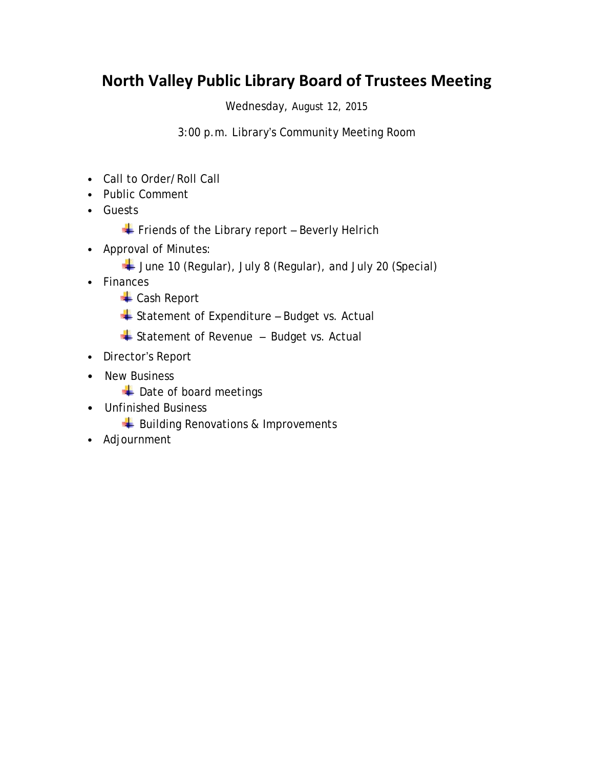# North Valley Public Library Board of Trustees Meeting

Wednesday, August 12, 2015

3:00 p.m. Library's Community Meeting Room

- Call to Order/Roll Call
- Public Comment
- Guests
  - Friends of the Library report – Beverly Helrich
- Approval of Minutes:
  - June 10 (Regular), July 8 (Regular), and July 20 (Special)
- Finances
  - Cash Report
  - Statement of Expenditure – Budget vs. Actual
  - Statement of Revenue – Budget vs. Actual
- Director's Report
- New Business
  - Date of board meetings
- Unfinished Business
  - Building Renovations & Improvements
- Adjournment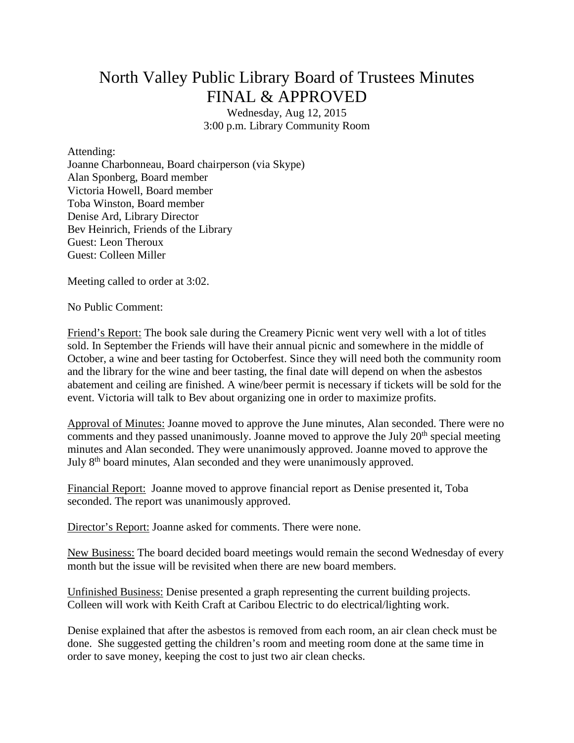# North Valley Public Library Board of Trustees Minutes FINAL & APPROVED

Wednesday, Aug 12, 2015
3:00 p.m. Library Community Room

Attending:
Joanne Charbonneau, Board chairperson (via Skype)
Alan Sponberg, Board member
Victoria Howell, Board member
Toba Winston, Board member
Denise Ard, Library Director
Bev Heinrich, Friends of the Library
Guest: Leon Theroux
Guest: Colleen Miller

Meeting called to order at 3:02.

No Public Comment:

Friend's Report: The book sale during the Creamery Picnic went very well with a lot of titles sold. In September the Friends will have their annual picnic and somewhere in the middle of October, a wine and beer tasting for Octoberfest. Since they will need both the community room and the library for the wine and beer tasting, the final date will depend on when the asbestos abatement and ceiling are finished. A wine/beer permit is necessary if tickets will be sold for the event. Victoria will talk to Bev about organizing one in order to maximize profits.

Approval of Minutes: Joanne moved to approve the June minutes, Alan seconded. There were no comments and they passed unanimously. Joanne moved to approve the July 20th special meeting minutes and Alan seconded. They were unanimously approved. Joanne moved to approve the July 8th board minutes, Alan seconded and they were unanimously approved.

Financial Report: Joanne moved to approve financial report as Denise presented it, Toba seconded. The report was unanimously approved.

Director's Report: Joanne asked for comments. There were none.

New Business: The board decided board meetings would remain the second Wednesday of every month but the issue will be revisited when there are new board members.

Unfinished Business: Denise presented a graph representing the current building projects. Colleen will work with Keith Craft at Caribou Electric to do electrical/lighting work.

Denise explained that after the asbestos is removed from each room, an air clean check must be done. She suggested getting the children's room and meeting room done at the same time in order to save money, keeping the cost to just two air clean checks.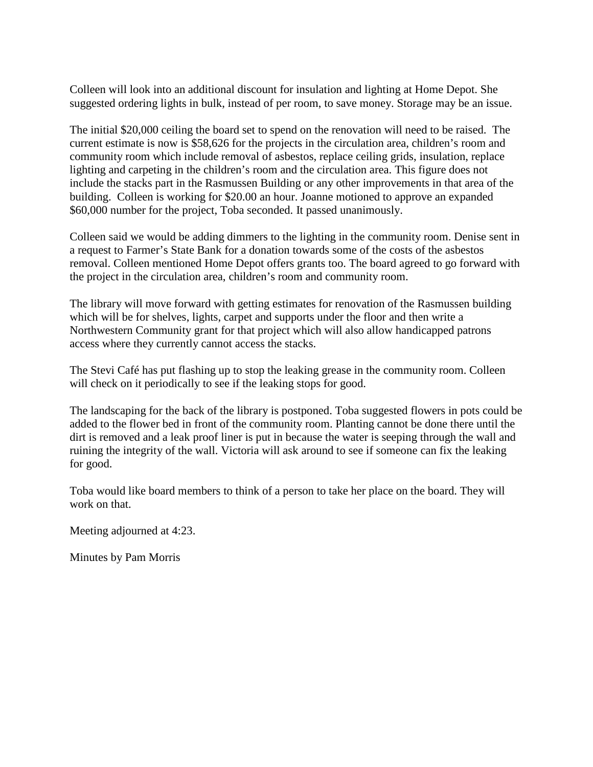Colleen will look into an additional discount for insulation and lighting at Home Depot. She suggested ordering lights in bulk, instead of per room, to save money. Storage may be an issue.

The initial $20,000 ceiling the board set to spend on the renovation will need to be raised. The current estimate is now is $58,626 for the projects in the circulation area, children's room and community room which include removal of asbestos, replace ceiling grids, insulation, replace lighting and carpeting in the children's room and the circulation area. This figure does not include the stacks part in the Rasmussen Building or any other improvements in that area of the building. Colleen is working for $20.00 an hour. Joanne motioned to approve an expanded $60,000 number for the project, Toba seconded. It passed unanimously.

Colleen said we would be adding dimmers to the lighting in the community room. Denise sent in a request to Farmer's State Bank for a donation towards some of the costs of the asbestos removal. Colleen mentioned Home Depot offers grants too. The board agreed to go forward with the project in the circulation area, children's room and community room.

The library will move forward with getting estimates for renovation of the Rasmussen building which will be for shelves, lights, carpet and supports under the floor and then write a Northwestern Community grant for that project which will also allow handicapped patrons access where they currently cannot access the stacks.

The Stevi Café has put flashing up to stop the leaking grease in the community room. Colleen will check on it periodically to see if the leaking stops for good.

The landscaping for the back of the library is postponed. Toba suggested flowers in pots could be added to the flower bed in front of the community room. Planting cannot be done there until the dirt is removed and a leak proof liner is put in because the water is seeping through the wall and ruining the integrity of the wall. Victoria will ask around to see if someone can fix the leaking for good.

Toba would like board members to think of a person to take her place on the board. They will work on that.

Meeting adjourned at 4:23.

Minutes by Pam Morris